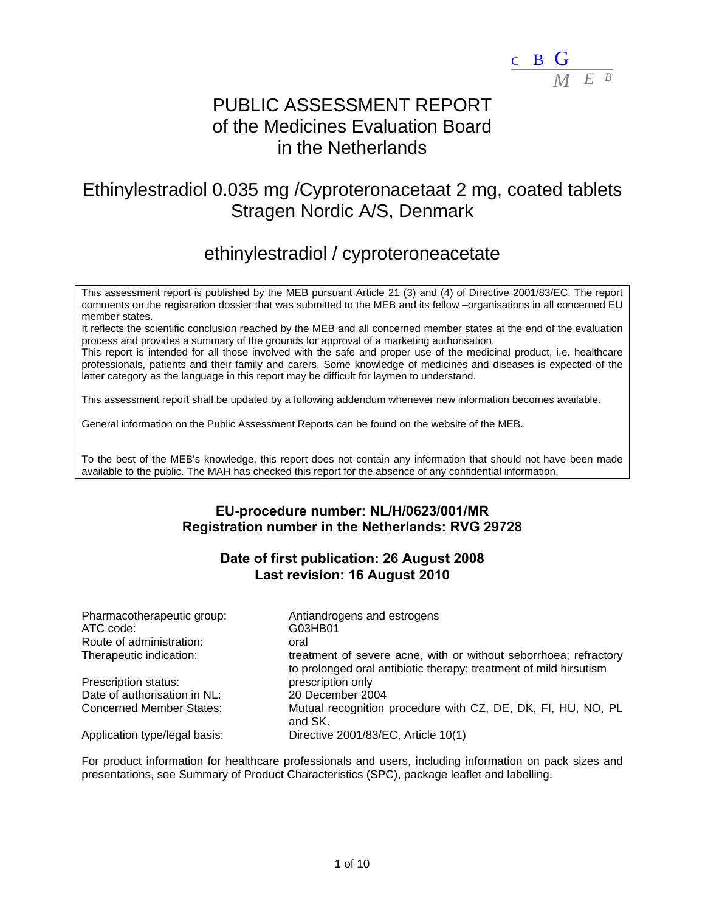C B G
M E B

# PUBLIC ASSESSMENT REPORT of the Medicines Evaluation Board in the Netherlands

## Ethinylestradiol 0.035 mg /Cyproteronacetaat 2 mg, coated tablets Stragen Nordic A/S, Denmark

## ethinylestradiol / cyproteroneacetate

This assessment report is published by the MEB pursuant Article 21 (3) and (4) of Directive 2001/83/EC. The report comments on the registration dossier that was submitted to the MEB and its fellow –organisations in all concerned EU member states.
It reflects the scientific conclusion reached by the MEB and all concerned member states at the end of the evaluation process and provides a summary of the grounds for approval of a marketing authorisation.
This report is intended for all those involved with the safe and proper use of the medicinal product, i.e. healthcare professionals, patients and their family and carers. Some knowledge of medicines and diseases is expected of the latter category as the language in this report may be difficult for laymen to understand.

This assessment report shall be updated by a following addendum whenever new information becomes available.

General information on the Public Assessment Reports can be found on the website of the MEB.

To the best of the MEB's knowledge, this report does not contain any information that should not have been made available to the public. The MAH has checked this report for the absence of any confidential information.

**EU-procedure number: NL/H/0623/001/MR**
**Registration number in the Netherlands: RVG 29728**

**Date of first publication: 26 August 2008**
**Last revision: 16 August 2010**

| | |
|---|---|
| Pharmacotherapeutic group: | Antiandrogens and estrogens |
| ATC code: | G03HB01 |
| Route of administration: | oral |
| Therapeutic indication: | treatment of severe acne, with or without seborrhoea; refractory to prolonged oral antibiotic therapy; treatment of mild hirsutism |
| Prescription status: | prescription only |
| Date of authorisation in NL: | 20 December 2004 |
| Concerned Member States: | Mutual recognition procedure with CZ, DE, DK, FI, HU, NO, PL and SK. |
| Application type/legal basis: | Directive 2001/83/EC, Article 10(1) |

For product information for healthcare professionals and users, including information on pack sizes and presentations, see Summary of Product Characteristics (SPC), package leaflet and labelling.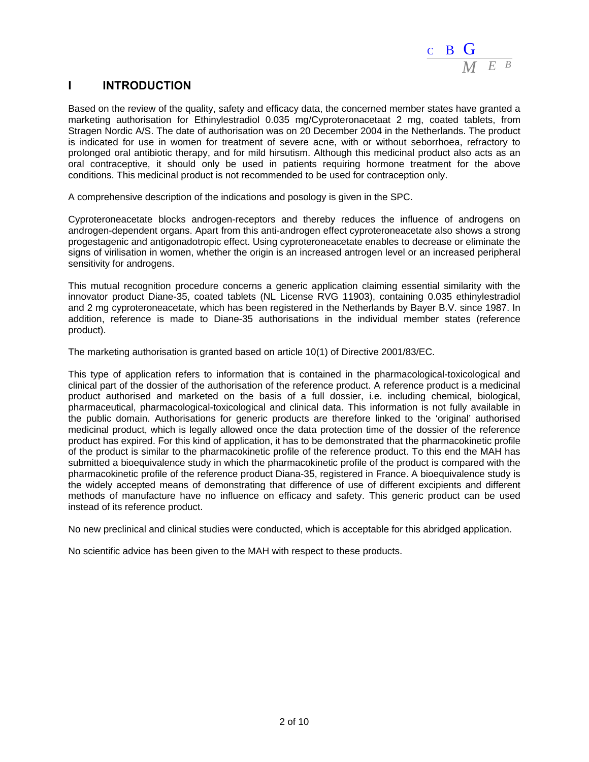# I INTRODUCTION

Based on the review of the quality, safety and efficacy data, the concerned member states have granted a marketing authorisation for Ethinylestradiol 0.035 mg/Cyproteronacetaat 2 mg, coated tablets, from Stragen Nordic A/S. The date of authorisation was on 20 December 2004 in the Netherlands. The product is indicated for use in women for treatment of severe acne, with or without seborrhoea, refractory to prolonged oral antibiotic therapy, and for mild hirsutism. Although this medicinal product also acts as an oral contraceptive, it should only be used in patients requiring hormone treatment for the above conditions. This medicinal product is not recommended to be used for contraception only.

A comprehensive description of the indications and posology is given in the SPC.

Cyproteroneacetate blocks androgen-receptors and thereby reduces the influence of androgens on androgen-dependent organs. Apart from this anti-androgen effect cyproteroneacetate also shows a strong progestagenic and antigonadotropic effect. Using cyproteroneacetate enables to decrease or eliminate the signs of virilisation in women, whether the origin is an increased antrogen level or an increased peripheral sensitivity for androgens.

This mutual recognition procedure concerns a generic application claiming essential similarity with the innovator product Diane-35, coated tablets (NL License RVG 11903), containing 0.035 ethinylestradiol and 2 mg cyproteroneacetate, which has been registered in the Netherlands by Bayer B.V. since 1987. In addition, reference is made to Diane-35 authorisations in the individual member states (reference product).

The marketing authorisation is granted based on article 10(1) of Directive 2001/83/EC.

This type of application refers to information that is contained in the pharmacological-toxicological and clinical part of the dossier of the authorisation of the reference product. A reference product is a medicinal product authorised and marketed on the basis of a full dossier, i.e. including chemical, biological, pharmaceutical, pharmacological-toxicological and clinical data. This information is not fully available in the public domain. Authorisations for generic products are therefore linked to the 'original' authorised medicinal product, which is legally allowed once the data protection time of the dossier of the reference product has expired. For this kind of application, it has to be demonstrated that the pharmacokinetic profile of the product is similar to the pharmacokinetic profile of the reference product. To this end the MAH has submitted a bioequivalence study in which the pharmacokinetic profile of the product is compared with the pharmacokinetic profile of the reference product Diana-35, registered in France. A bioequivalence study is the widely accepted means of demonstrating that difference of use of different excipients and different methods of manufacture have no influence on efficacy and safety. This generic product can be used instead of its reference product.

No new preclinical and clinical studies were conducted, which is acceptable for this abridged application.

No scientific advice has been given to the MAH with respect to these products.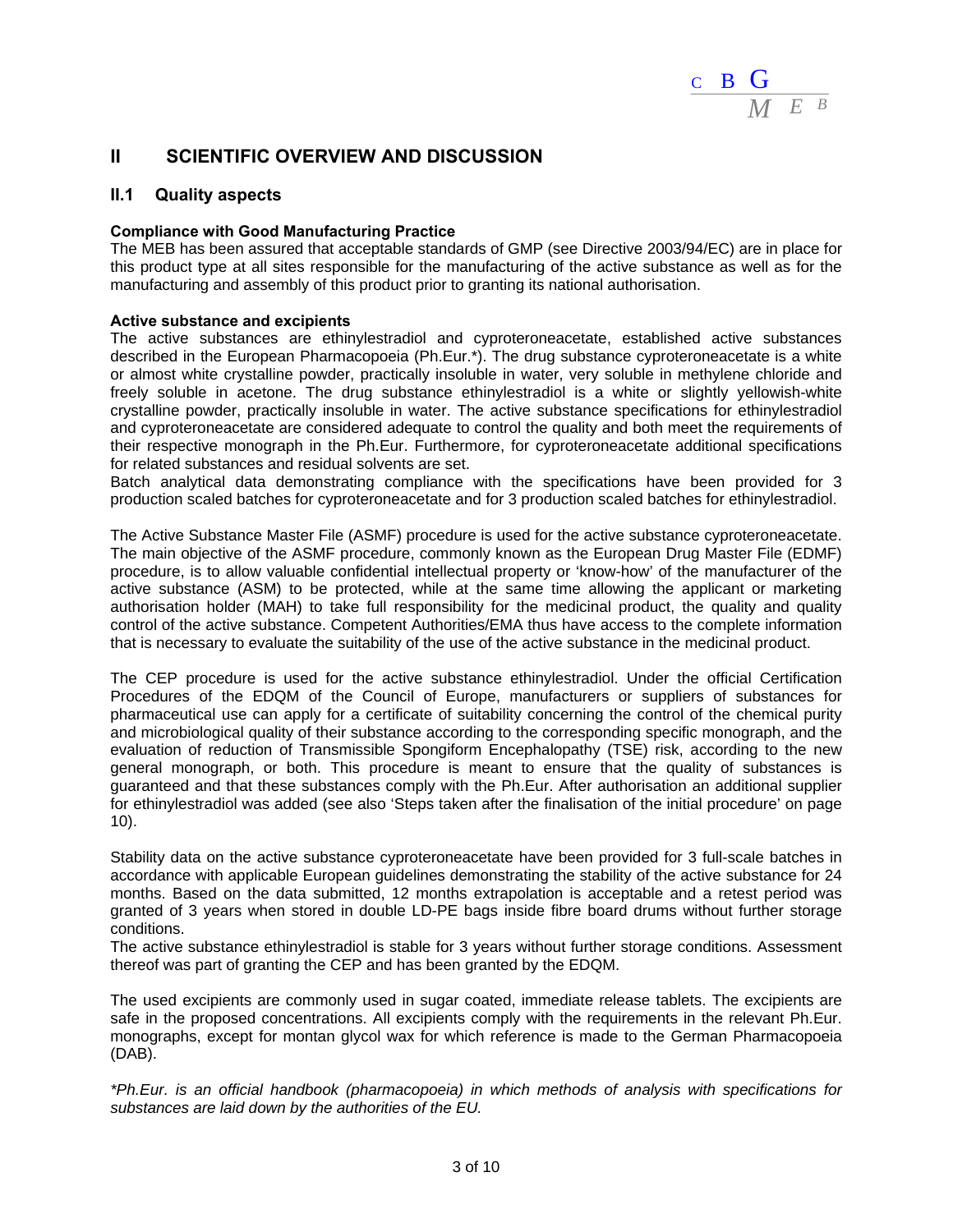## II SCIENTIFIC OVERVIEW AND DISCUSSION

### II.1 Quality aspects

**Compliance with Good Manufacturing Practice**

The MEB has been assured that acceptable standards of GMP (see Directive 2003/94/EC) are in place for this product type at all sites responsible for the manufacturing of the active substance as well as for the manufacturing and assembly of this product prior to granting its national authorisation.

**Active substance and excipients**

The active substances are ethinylestradiol and cyproteroneacetate, established active substances described in the European Pharmacopoeia (Ph.Eur.*). The drug substance cyproteroneacetate is a white or almost white crystalline powder, practically insoluble in water, very soluble in methylene chloride and freely soluble in acetone. The drug substance ethinylestradiol is a white or slightly yellowish-white crystalline powder, practically insoluble in water. The active substance specifications for ethinylestradiol and cyproteroneacetate are considered adequate to control the quality and both meet the requirements of their respective monograph in the Ph.Eur. Furthermore, for cyproteroneacetate additional specifications for related substances and residual solvents are set.

Batch analytical data demonstrating compliance with the specifications have been provided for 3 production scaled batches for cyproteroneacetate and for 3 production scaled batches for ethinylestradiol.

The Active Substance Master File (ASMF) procedure is used for the active substance cyproteroneacetate. The main objective of the ASMF procedure, commonly known as the European Drug Master File (EDMF) procedure, is to allow valuable confidential intellectual property or 'know-how' of the manufacturer of the active substance (ASM) to be protected, while at the same time allowing the applicant or marketing authorisation holder (MAH) to take full responsibility for the medicinal product, the quality and quality control of the active substance. Competent Authorities/EMA thus have access to the complete information that is necessary to evaluate the suitability of the use of the active substance in the medicinal product.

The CEP procedure is used for the active substance ethinylestradiol. Under the official Certification Procedures of the EDQM of the Council of Europe, manufacturers or suppliers of substances for pharmaceutical use can apply for a certificate of suitability concerning the control of the chemical purity and microbiological quality of their substance according to the corresponding specific monograph, and the evaluation of reduction of Transmissible Spongiform Encephalopathy (TSE) risk, according to the new general monograph, or both. This procedure is meant to ensure that the quality of substances is guaranteed and that these substances comply with the Ph.Eur. After authorisation an additional supplier for ethinylestradiol was added (see also 'Steps taken after the finalisation of the initial procedure' on page 10).

Stability data on the active substance cyproteroneacetate have been provided for 3 full-scale batches in accordance with applicable European guidelines demonstrating the stability of the active substance for 24 months. Based on the data submitted, 12 months extrapolation is acceptable and a retest period was granted of 3 years when stored in double LD-PE bags inside fibre board drums without further storage conditions.

The active substance ethinylestradiol is stable for 3 years without further storage conditions. Assessment thereof was part of granting the CEP and has been granted by the EDQM.

The used excipients are commonly used in sugar coated, immediate release tablets. The excipients are safe in the proposed concentrations. All excipients comply with the requirements in the relevant Ph.Eur. monographs, except for montan glycol wax for which reference is made to the German Pharmacopoeia (DAB).

*\*Ph.Eur. is an official handbook (pharmacopoeia) in which methods of analysis with specifications for substances are laid down by the authorities of the EU.*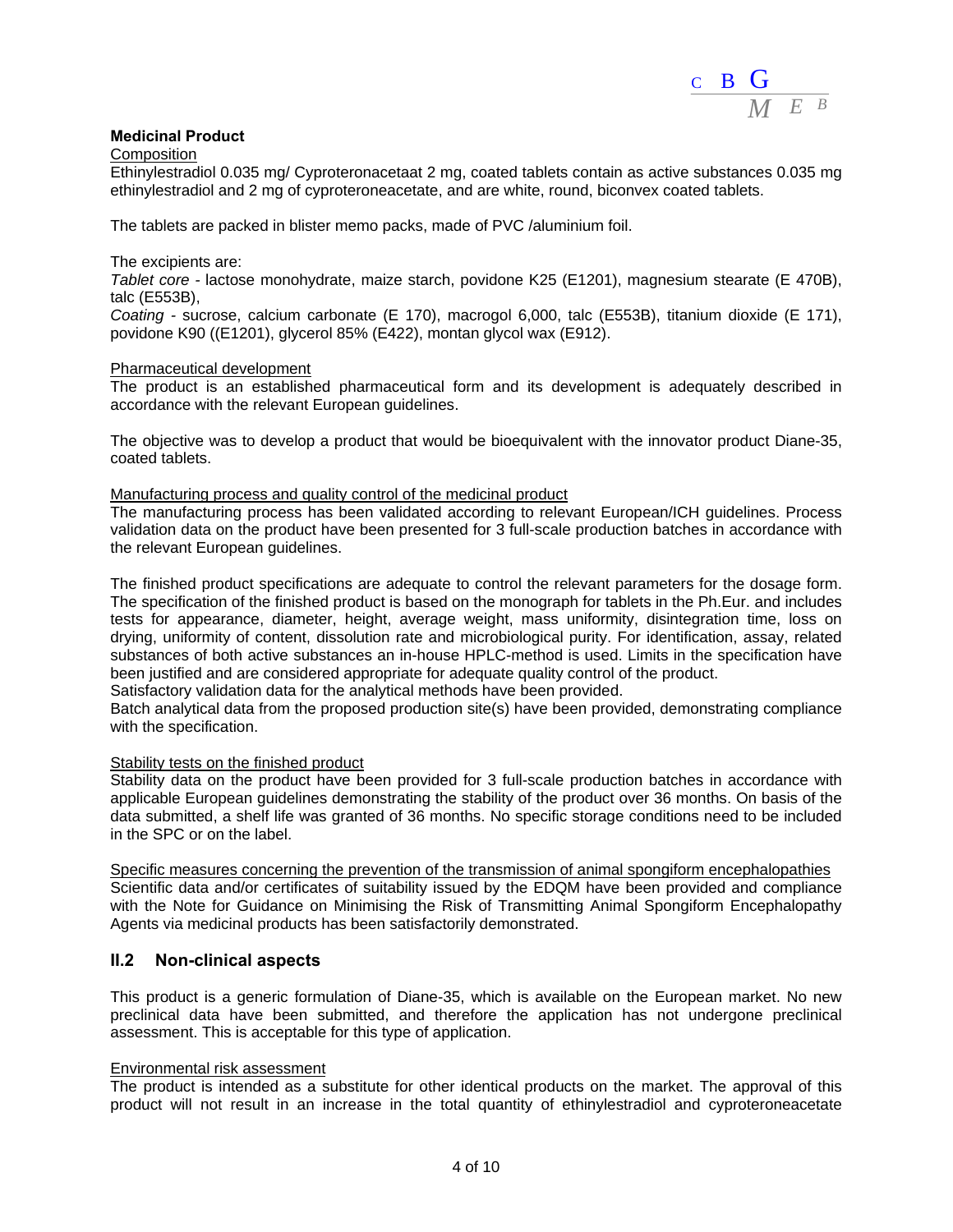**Medicinal Product**

Composition

Ethinylestradiol 0.035 mg/ Cyproteronacetaat 2 mg, coated tablets contain as active substances 0.035 mg ethinylestradiol and 2 mg of cyproteroneacetate, and are white, round, biconvex coated tablets.

The tablets are packed in blister memo packs, made of PVC /aluminium foil.

The excipients are:

*Tablet core* - lactose monohydrate, maize starch, povidone K25 (E1201), magnesium stearate (E 470B), talc (E553B),

*Coating* - sucrose, calcium carbonate (E 170), macrogol 6,000, talc (E553B), titanium dioxide (E 171), povidone K90 ((E1201), glycerol 85% (E422), montan glycol wax (E912).

Pharmaceutical development

The product is an established pharmaceutical form and its development is adequately described in accordance with the relevant European guidelines.

The objective was to develop a product that would be bioequivalent with the innovator product Diane-35, coated tablets.

Manufacturing process and quality control of the medicinal product

The manufacturing process has been validated according to relevant European/ICH guidelines. Process validation data on the product have been presented for 3 full-scale production batches in accordance with the relevant European guidelines.

The finished product specifications are adequate to control the relevant parameters for the dosage form. The specification of the finished product is based on the monograph for tablets in the Ph.Eur. and includes tests for appearance, diameter, height, average weight, mass uniformity, disintegration time, loss on drying, uniformity of content, dissolution rate and microbiological purity. For identification, assay, related substances of both active substances an in-house HPLC-method is used. Limits in the specification have been justified and are considered appropriate for adequate quality control of the product.
Satisfactory validation data for the analytical methods have been provided.
Batch analytical data from the proposed production site(s) have been provided, demonstrating compliance with the specification.

Stability tests on the finished product

Stability data on the product have been provided for 3 full-scale production batches in accordance with applicable European guidelines demonstrating the stability of the product over 36 months. On basis of the data submitted, a shelf life was granted of 36 months. No specific storage conditions need to be included in the SPC or on the label.

Specific measures concerning the prevention of the transmission of animal spongiform encephalopathies

Scientific data and/or certificates of suitability issued by the EDQM have been provided and compliance with the Note for Guidance on Minimising the Risk of Transmitting Animal Spongiform Encephalopathy Agents via medicinal products has been satisfactorily demonstrated.

## II.2 Non-clinical aspects

This product is a generic formulation of Diane-35, which is available on the European market. No new preclinical data have been submitted, and therefore the application has not undergone preclinical assessment. This is acceptable for this type of application.

Environmental risk assessment

The product is intended as a substitute for other identical products on the market. The approval of this product will not result in an increase in the total quantity of ethinylestradiol and cyproteroneacetate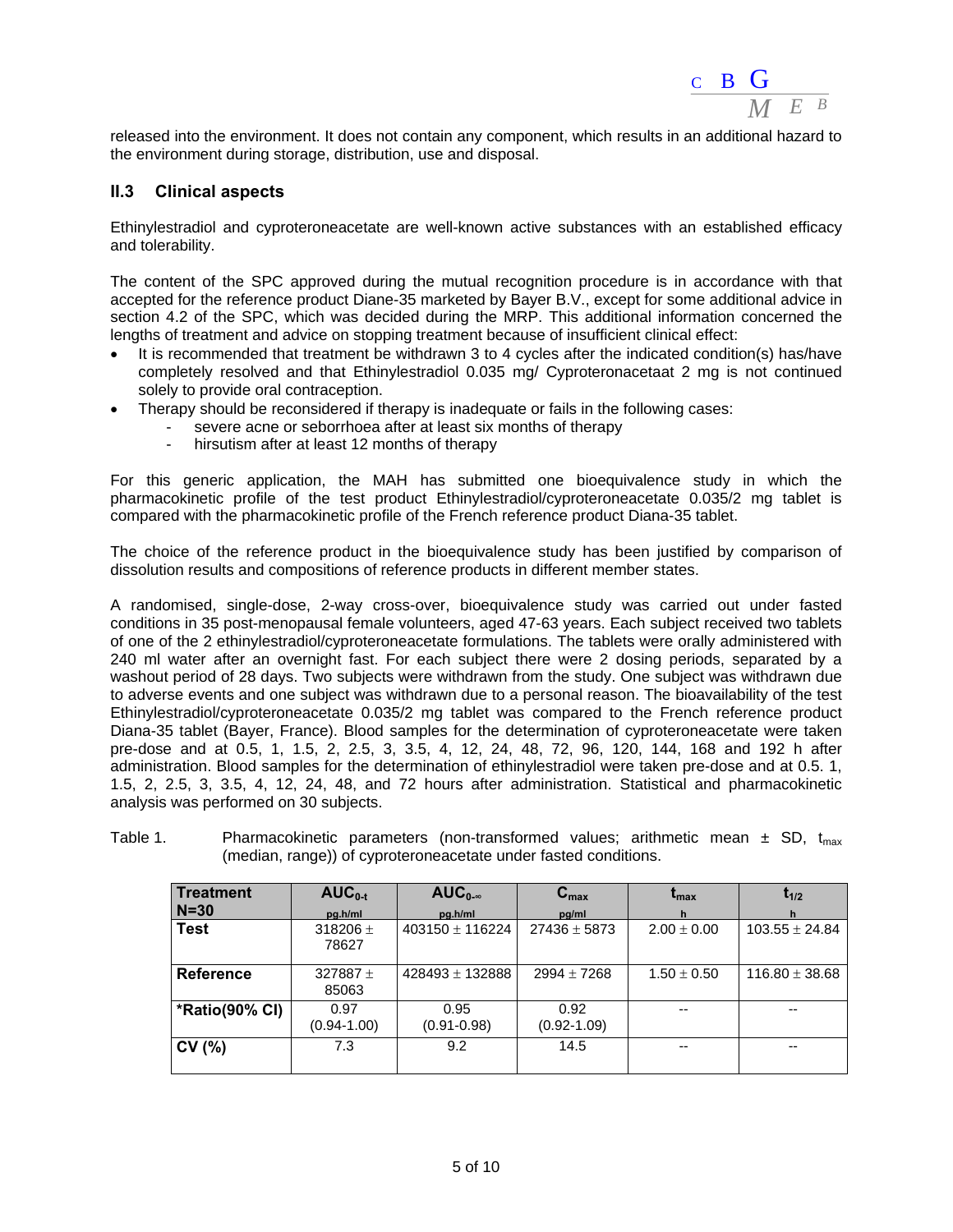released into the environment. It does not contain any component, which results in an additional hazard to the environment during storage, distribution, use and disposal.

## II.3 Clinical aspects

Ethinylestradiol and cyproteroneacetate are well-known active substances with an established efficacy and tolerability.

The content of the SPC approved during the mutual recognition procedure is in accordance with that accepted for the reference product Diane-35 marketed by Bayer B.V., except for some additional advice in section 4.2 of the SPC, which was decided during the MRP. This additional information concerned the lengths of treatment and advice on stopping treatment because of insufficient clinical effect:

- It is recommended that treatment be withdrawn 3 to 4 cycles after the indicated condition(s) has/have completely resolved and that Ethinylestradiol 0.035 mg/ Cyproteronacetaat 2 mg is not continued solely to provide oral contraception.
- Therapy should be reconsidered if therapy is inadequate or fails in the following cases:
  - severe acne or seborrhoea after at least six months of therapy
  - hirsutism after at least 12 months of therapy

For this generic application, the MAH has submitted one bioequivalence study in which the pharmacokinetic profile of the test product Ethinylestradiol/cyproteroneacetate 0.035/2 mg tablet is compared with the pharmacokinetic profile of the French reference product Diana-35 tablet.

The choice of the reference product in the bioequivalence study has been justified by comparison of dissolution results and compositions of reference products in different member states.

A randomised, single-dose, 2-way cross-over, bioequivalence study was carried out under fasted conditions in 35 post-menopausal female volunteers, aged 47-63 years. Each subject received two tablets of one of the 2 ethinylestradiol/cyproteroneacetate formulations. The tablets were orally administered with 240 ml water after an overnight fast. For each subject there were 2 dosing periods, separated by a washout period of 28 days. Two subjects were withdrawn from the study. One subject was withdrawn due to adverse events and one subject was withdrawn due to a personal reason. The bioavailability of the test Ethinylestradiol/cyproteroneacetate 0.035/2 mg tablet was compared to the French reference product Diana-35 tablet (Bayer, France). Blood samples for the determination of cyproteroneacetate were taken pre-dose and at 0.5, 1, 1.5, 2, 2.5, 3, 3.5, 4, 12, 24, 48, 72, 96, 120, 144, 168 and 192 h after administration. Blood samples for the determination of ethinylestradiol were taken pre-dose and at 0.5. 1, 1.5, 2, 2.5, 3, 3.5, 4, 12, 24, 48, and 72 hours after administration. Statistical and pharmacokinetic analysis was performed on 30 subjects.

Table 1. Pharmacokinetic parameters (non-transformed values; arithmetic mean ± SD, $t_{max}$ (median, range)) of cyproteroneacetate under fasted conditions.

| Treatment N=30 | $AUC_{0-t}$ pg.h/ml | $AUC_{0-\infty}$ pg.h/ml | $C_{max}$ pg/ml | $t_{max}$ h | $t_{1/2}$ h |
|---|---|---|---|---|---|
| **Test** | 318206 ± 78627 | 403150 ± 116224 | 27436 ± 5873 | 2.00 ± 0.00 | 103.55 ± 24.84 |
| **Reference** | 327887 ± 85063 | 428493 ± 132888 | 2994 ± 7268 | 1.50 ± 0.50 | 116.80 ± 38.68 |
| ***Ratio(90% CI)** | 0.97 (0.94-1.00) | 0.95 (0.91-0.98) | 0.92 (0.92-1.09) | -- | -- |
| **CV (%)** | 7.3 | 9.2 | 14.5 | -- | -- |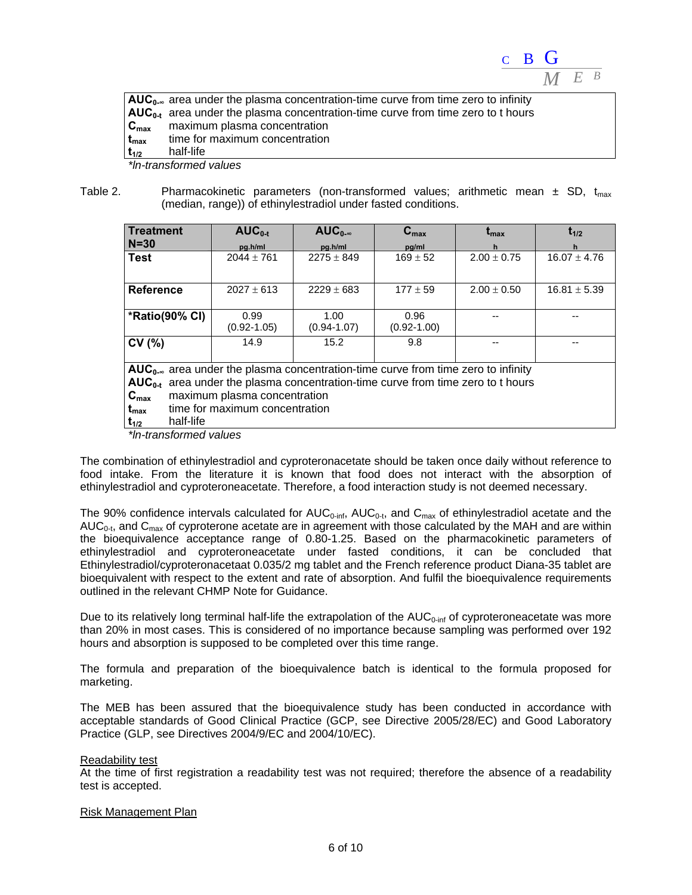| | |
|---|---|
| $AUC_{0-\infty}$ | area under the plasma concentration-time curve from time zero to infinity |
| $AUC_{0-t}$ | area under the plasma concentration-time curve from time zero to t hours |
| $C_{max}$ | maximum plasma concentration |
| $t_{max}$ | time for maximum concentration |
| $t_{1/2}$ | half-life |

*\*ln-transformed values*

Table 2. Pharmacokinetic parameters (non-transformed values; arithmetic mean ± SD, $t_{max}$ (median, range)) of ethinylestradiol under fasted conditions.

| Treatment N=30 | $AUC_{0-t}$ pg.h/ml | $AUC_{0-\infty}$ pg.h/ml | $C_{max}$ pg/ml | $t_{max}$ h | $t_{1/2}$ h |
|---|---|---|---|---|---|
| **Test** | 2044 ± 761 | 2275 ± 849 | 169 ± 52 | 2.00 ± 0.75 | 16.07 ± 4.76 |
| **Reference** | 2027 ± 613 | 2229 ± 683 | 177 ± 59 | 2.00 ± 0.50 | 16.81 ± 5.39 |
| **\*Ratio(90% CI)** | 0.99 (0.92-1.05) | 1.00 (0.94-1.07) | 0.96 (0.92-1.00) | -- | -- |
| **CV (%)** | 14.9 | 15.2 | 9.8 | -- | -- |

| | |
|---|---|
| $AUC_{0-\infty}$ | area under the plasma concentration-time curve from time zero to infinity |
| $AUC_{0-t}$ | area under the plasma concentration-time curve from time zero to t hours |
| $C_{max}$ | maximum plasma concentration |
| $t_{max}$ | time for maximum concentration |
| $t_{1/2}$ | half-life |

*\*ln-transformed values*

The combination of ethinylestradiol and cyproteronacetate should be taken once daily without reference to food intake. From the literature it is known that food does not interact with the absorption of ethinylestradiol and cyproteroneacetate. Therefore, a food interaction study is not deemed necessary.

The 90% confidence intervals calculated for $AUC_{0-inf}$, $AUC_{0-t}$, and $C_{max}$ of ethinylestradiol acetate and the $AUC_{0-t}$, and $C_{max}$ of cyproterone acetate are in agreement with those calculated by the MAH and are within the bioequivalence acceptance range of 0.80-1.25. Based on the pharmacokinetic parameters of ethinylestradiol and cyproteroneacetate under fasted conditions, it can be concluded that Ethinylestradiol/cyproteronacetaat 0.035/2 mg tablet and the French reference product Diana-35 tablet are bioequivalent with respect to the extent and rate of absorption. And fulfil the bioequivalence requirements outlined in the relevant CHMP Note for Guidance.

Due to its relatively long terminal half-life the extrapolation of the $AUC_{0-inf}$ of cyproteroneacetate was more than 20% in most cases. This is considered of no importance because sampling was performed over 192 hours and absorption is supposed to be completed over this time range.

The formula and preparation of the bioequivalence batch is identical to the formula proposed for marketing.

The MEB has been assured that the bioequivalence study has been conducted in accordance with acceptable standards of Good Clinical Practice (GCP, see Directive 2005/28/EC) and Good Laboratory Practice (GLP, see Directives 2004/9/EC and 2004/10/EC).

Readability test

At the time of first registration a readability test was not required; therefore the absence of a readability test is accepted.

Risk Management Plan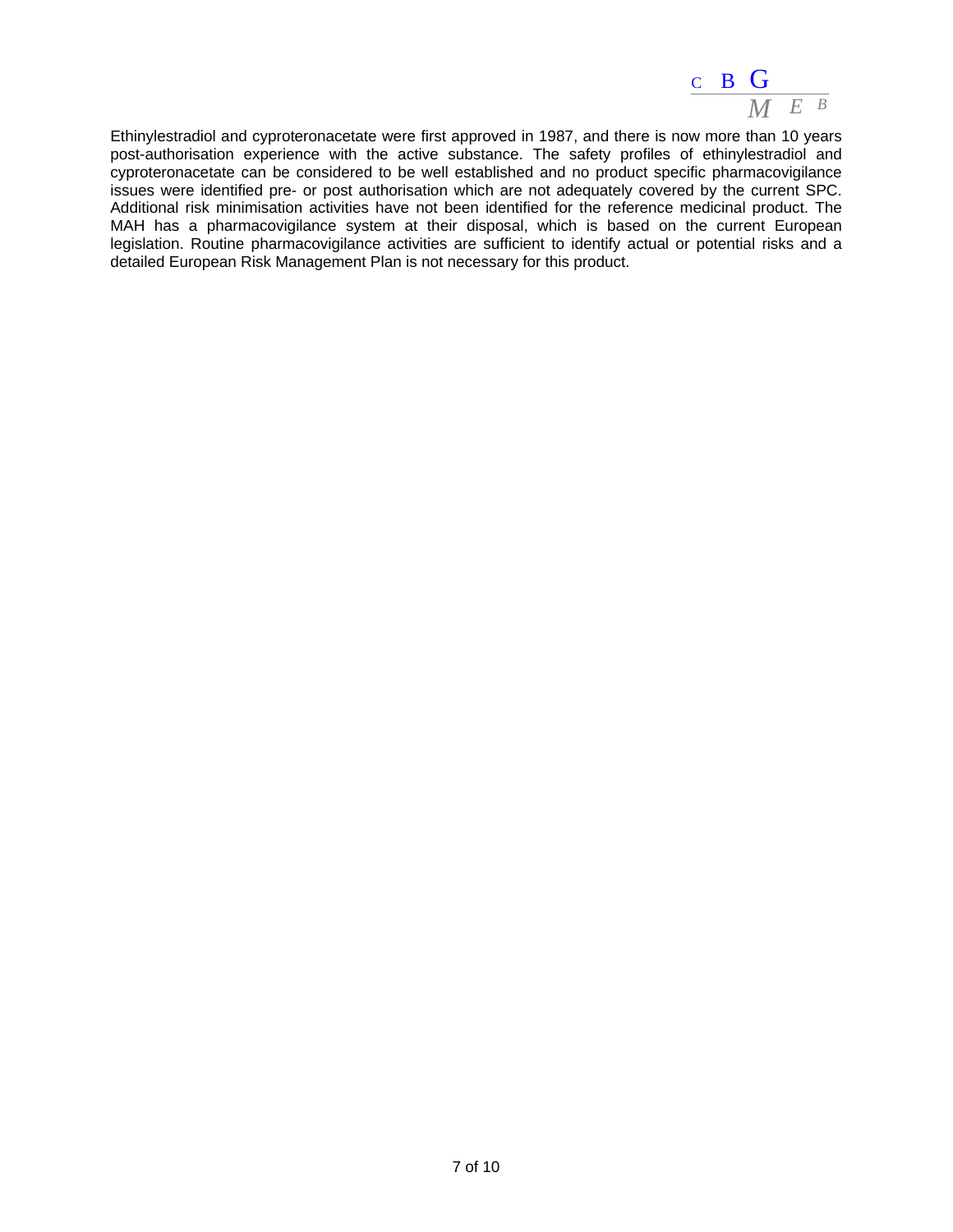Ethinylestradiol and cyproteronacetate were first approved in 1987, and there is now more than 10 years post-authorisation experience with the active substance. The safety profiles of ethinylestradiol and cyproteronacetate can be considered to be well established and no product specific pharmacovigilance issues were identified pre- or post authorisation which are not adequately covered by the current SPC. Additional risk minimisation activities have not been identified for the reference medicinal product. The MAH has a pharmacovigilance system at their disposal, which is based on the current European legislation. Routine pharmacovigilance activities are sufficient to identify actual or potential risks and a detailed European Risk Management Plan is not necessary for this product.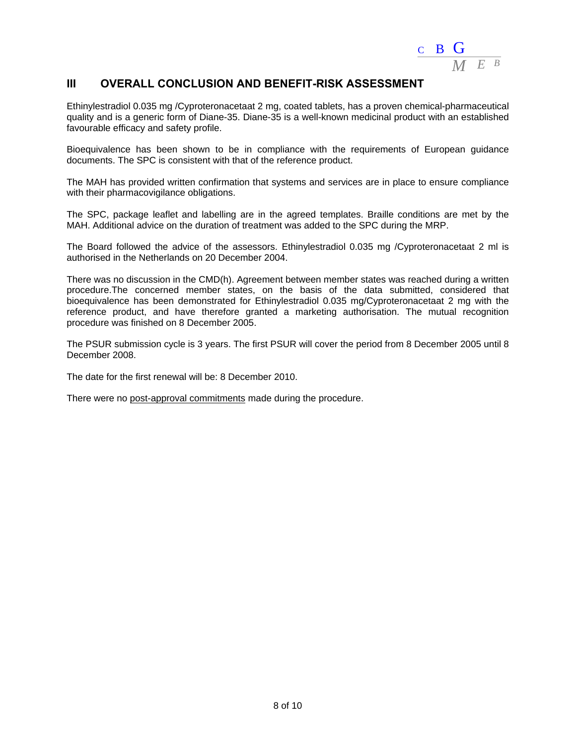## III OVERALL CONCLUSION AND BENEFIT-RISK ASSESSMENT

Ethinylestradiol 0.035 mg /Cyproteronacetaat 2 mg, coated tablets, has a proven chemical-pharmaceutical quality and is a generic form of Diane-35. Diane-35 is a well-known medicinal product with an established favourable efficacy and safety profile.

Bioequivalence has been shown to be in compliance with the requirements of European guidance documents. The SPC is consistent with that of the reference product.

The MAH has provided written confirmation that systems and services are in place to ensure compliance with their pharmacovigilance obligations.

The SPC, package leaflet and labelling are in the agreed templates. Braille conditions are met by the MAH. Additional advice on the duration of treatment was added to the SPC during the MRP.

The Board followed the advice of the assessors. Ethinylestradiol 0.035 mg /Cyproteronacetaat 2 ml is authorised in the Netherlands on 20 December 2004.

There was no discussion in the CMD(h). Agreement between member states was reached during a written procedure.The concerned member states, on the basis of the data submitted, considered that bioequivalence has been demonstrated for Ethinylestradiol 0.035 mg/Cyproteronacetaat 2 mg with the reference product, and have therefore granted a marketing authorisation. The mutual recognition procedure was finished on 8 December 2005.

The PSUR submission cycle is 3 years. The first PSUR will cover the period from 8 December 2005 until 8 December 2008.

The date for the first renewal will be: 8 December 2010.

There were no post-approval commitments made during the procedure.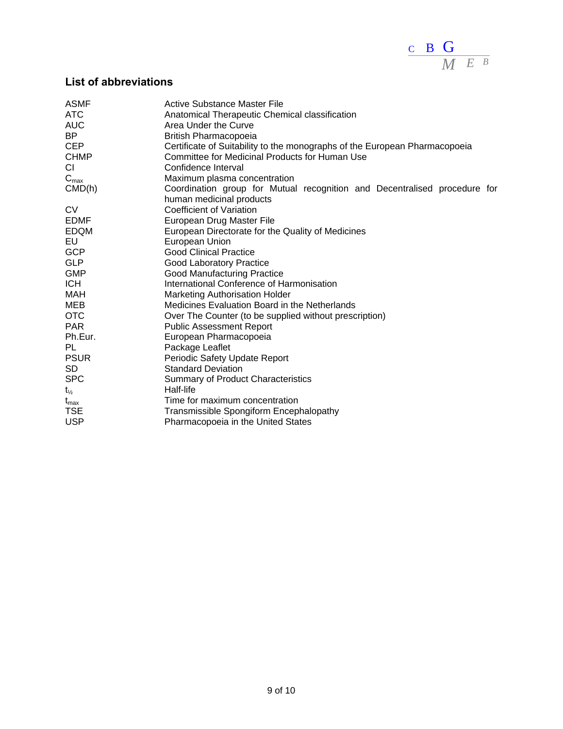## List of abbreviations

| | |
|---|---|
| ASMF | Active Substance Master File |
| ATC | Anatomical Therapeutic Chemical classification |
| AUC | Area Under the Curve |
| BP | British Pharmacopoeia |
| CEP | Certificate of Suitability to the monographs of the European Pharmacopoeia |
| CHMP | Committee for Medicinal Products for Human Use |
| CI | Confidence Interval |
| $C_{max}$ | Maximum plasma concentration |
| CMD(h) | Coordination group for Mutual recognition and Decentralised procedure for human medicinal products |
| CV | Coefficient of Variation |
| EDMF | European Drug Master File |
| EDQM | European Directorate for the Quality of Medicines |
| EU | European Union |
| GCP | Good Clinical Practice |
| GLP | Good Laboratory Practice |
| GMP | Good Manufacturing Practice |
| ICH | International Conference of Harmonisation |
| MAH | Marketing Authorisation Holder |
| MEB | Medicines Evaluation Board in the Netherlands |
| OTC | Over The Counter (to be supplied without prescription) |
| PAR | Public Assessment Report |
| Ph.Eur. | European Pharmacopoeia |
| PL | Package Leaflet |
| PSUR | Periodic Safety Update Report |
| SD | Standard Deviation |
| SPC | Summary of Product Characteristics |
| $t_{½}$ | Half-life |
| $t_{max}$ | Time for maximum concentration |
| TSE | Transmissible Spongiform Encephalopathy |
| USP | Pharmacopoeia in the United States |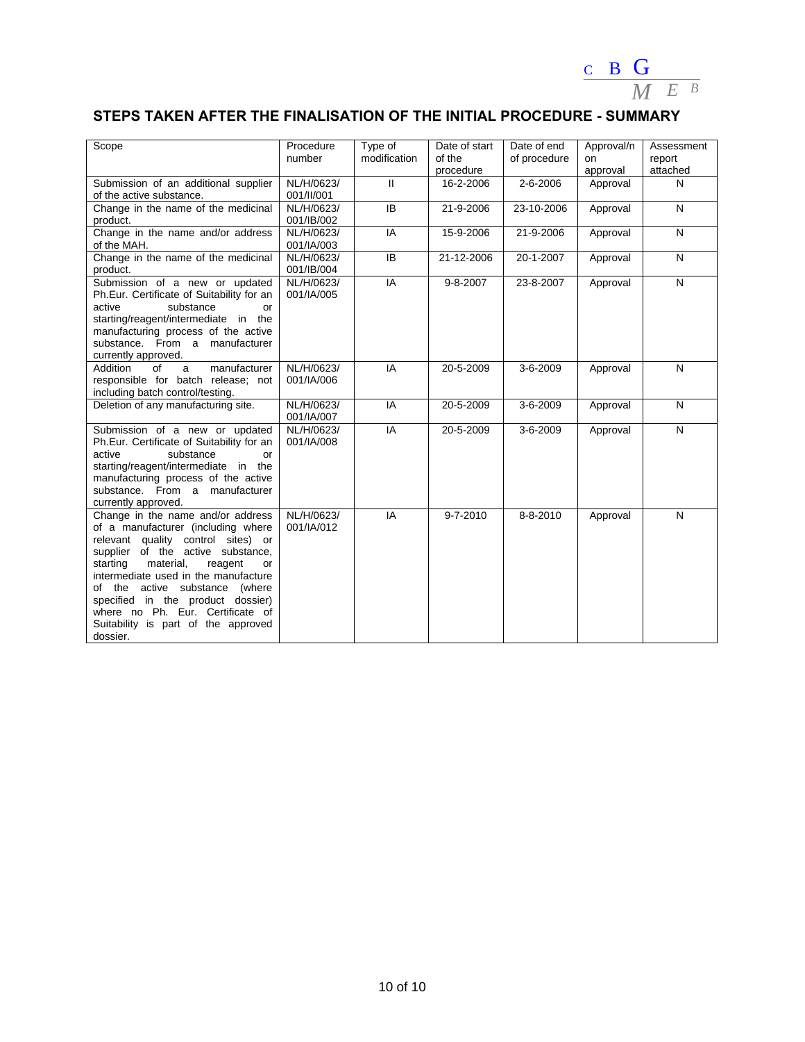## STEPS TAKEN AFTER THE FINALISATION OF THE INITIAL PROCEDURE - SUMMARY

| Scope | Procedure number | Type of modification | Date of start of the procedure | Date of end of procedure | Approval/non approval | Assessment report attached |
|---|---|---|---|---|---|---|
| Submission of an additional supplier of the active substance. | NL/H/0623/001/II/001 | II | 16-2-2006 | 2-6-2006 | Approval | N |
| Change in the name of the medicinal product. | NL/H/0623/001/IB/002 | IB | 21-9-2006 | 23-10-2006 | Approval | N |
| Change in the name and/or address of the MAH. | NL/H/0623/001/IA/003 | IA | 15-9-2006 | 21-9-2006 | Approval | N |
| Change in the name of the medicinal product. | NL/H/0623/001/IB/004 | IB | 21-12-2006 | 20-1-2007 | Approval | N |
| Submission of a new or updated Ph.Eur. Certificate of Suitability for an active substance or starting/reagent/intermediate in the manufacturing process of the active substance. From a manufacturer currently approved. | NL/H/0623/001/IA/005 | IA | 9-8-2007 | 23-8-2007 | Approval | N |
| Addition of a manufacturer responsible for batch release; not including batch control/testing. | NL/H/0623/001/IA/006 | IA | 20-5-2009 | 3-6-2009 | Approval | N |
| Deletion of any manufacturing site. | NL/H/0623/001/IA/007 | IA | 20-5-2009 | 3-6-2009 | Approval | N |
| Submission of a new or updated Ph.Eur. Certificate of Suitability for an active substance or starting/reagent/intermediate in the manufacturing process of the active substance. From a manufacturer currently approved. | NL/H/0623/001/IA/008 | IA | 20-5-2009 | 3-6-2009 | Approval | N |
| Change in the name and/or address of a manufacturer (including where relevant quality control sites) or supplier of the active substance, starting material, reagent or intermediate used in the manufacture of the active substance (where specified in the product dossier) where no Ph. Eur. Certificate of Suitability is part of the approved dossier. | NL/H/0623/001/IA/012 | IA | 9-7-2010 | 8-8-2010 | Approval | N |